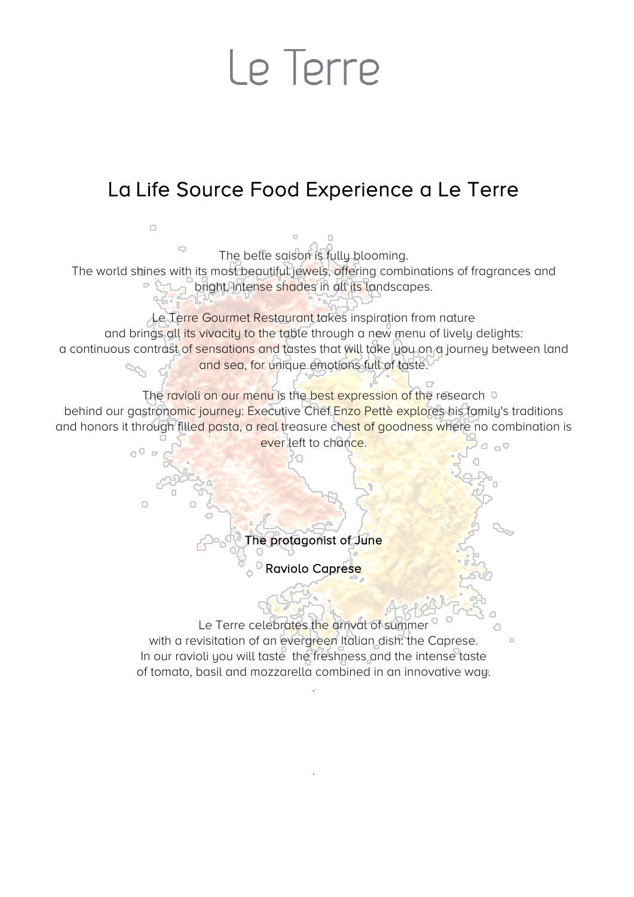# Le Terre

## La Life Source Food Experience a Le Terre

The belle saison is fully blooming.
The world shines with its most beautiful jewels, offering combinations of fragrances and bright, intense shades in all its landscapes.

Le Terre Gourmet Restaurant takes inspiration from nature
and brings all its vivacity to the table through a new menu of lively delights:
a continuous contrast of sensations and tastes that will take you on a journey between land and sea, for unique emotions full of taste.

The ravioli on our menu is the best expression of the research
behind our gastronomic journey: Executive Chef Enzo Pettè explores his family's traditions and honors it through filled pasta, a real treasure chest of goodness where no combination is ever left to chance.

**The protagonist of June**

**Raviolo Caprese**

Le Terre celebrates the arrival of summer
with a revisitation of an evergreen Italian dish: the Caprese.
In our ravioli you will taste the freshness and the intense taste
of tomato, basil and mozzarella combined in an innovative way.

.

.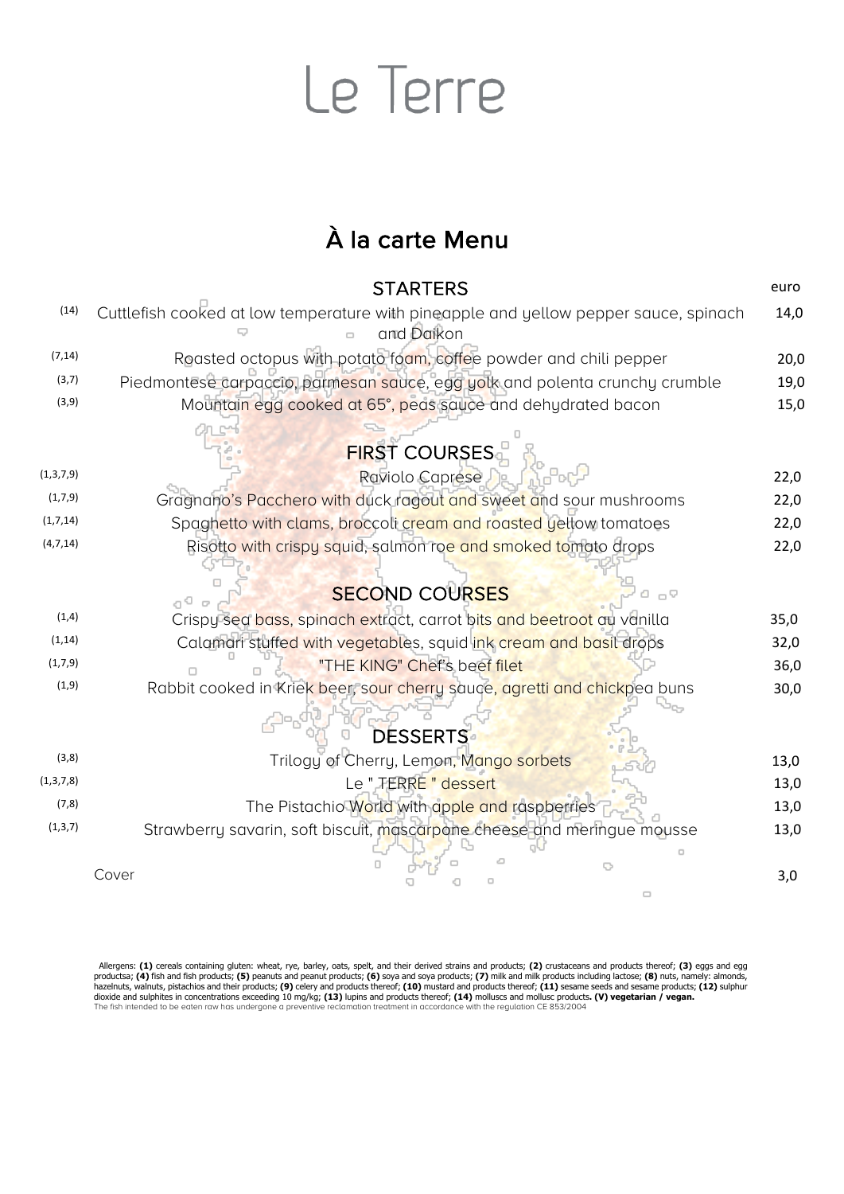# Le Terre

## À la carte Menu

| Allergens | STARTERS | euro |
|---|---|---|
| (14) | Cuttlefish cooked at low temperature with pineapple and yellow pepper sauce, spinach and Daikon | 14,0 |
| (7,14) | Roasted octopus with potato foam, coffee powder and chili pepper | 20,0 |
| (3,7) | Piedmontese carpaccio, parmesan sauce, egg yolk and polenta crunchy crumble | 19,0 |
| (3,9) | Mountain egg cooked at 65°, peas sauce and dehydrated bacon | 15,0 |
| | **FIRST COURSES** | |
| (1,3,7,9) | Raviolo Caprese | 22,0 |
| (1,7,9) | Gragnano's Pacchero with duck ragout and sweet and sour mushrooms | 22,0 |
| (1,7,14) | Spaghetto with clams, broccoli cream and roasted yellow tomatoes | 22,0 |
| (4,7,14) | Risotto with crispy squid, salmon roe and smoked tomato drops | 22,0 |
| | **SECOND COURSES** | |
| (1,4) | Crispy sea bass, spinach extract, carrot bits and beetroot au vanilla | 35,0 |
| (1,14) | Calamari stuffed with vegetables, squid ink cream and basil drops | 32,0 |
| (1,7,9) | "THE KING" Chef's beef filet | 36,0 |
| (1,9) | Rabbit cooked in Kriek beer, sour cherry sauce, agretti and chickpea buns | 30,0 |
| | **DESSERTS** | |
| (3,8) | Trilogy of Cherry, Lemon, Mango sorbets | 13,0 |
| (1,3,7,8) | Le " TERRE " dessert | 13,0 |
| (7,8) | The Pistachio World with apple and raspberries | 13,0 |
| (1,3,7) | Strawberry savarin, soft biscuit, mascarpone cheese and meringue mousse | 13,0 |
| | Cover | 3,0 |

Allergens: **(1)** cereals containing gluten: wheat, rye, barley, oats, spelt, and their derived strains and products; **(2)** crustaceans and products thereof; **(3)** eggs and egg productsa; **(4)** fish and fish products; **(5)** peanuts and peanut products; **(6)** soya and soya products; **(7)** milk and milk products including lactose; **(8)** nuts, namely: almonds, hazelnuts, walnuts, pistachios and their products; **(9)** celery and products thereof; **(10)** mustard and products thereof; **(11)** sesame seeds and sesame products; **(12)** sulphur dioxide and sulphites in concentrations exceeding 10 mg/kg; **(13)** lupins and products thereof; **(14)** molluscs and mollusc products**. (V) vegetarian / vegan.**

The fish intended to be eaten raw has undergone a preventive reclamation treatment in accordance with the regulation CE 853/2004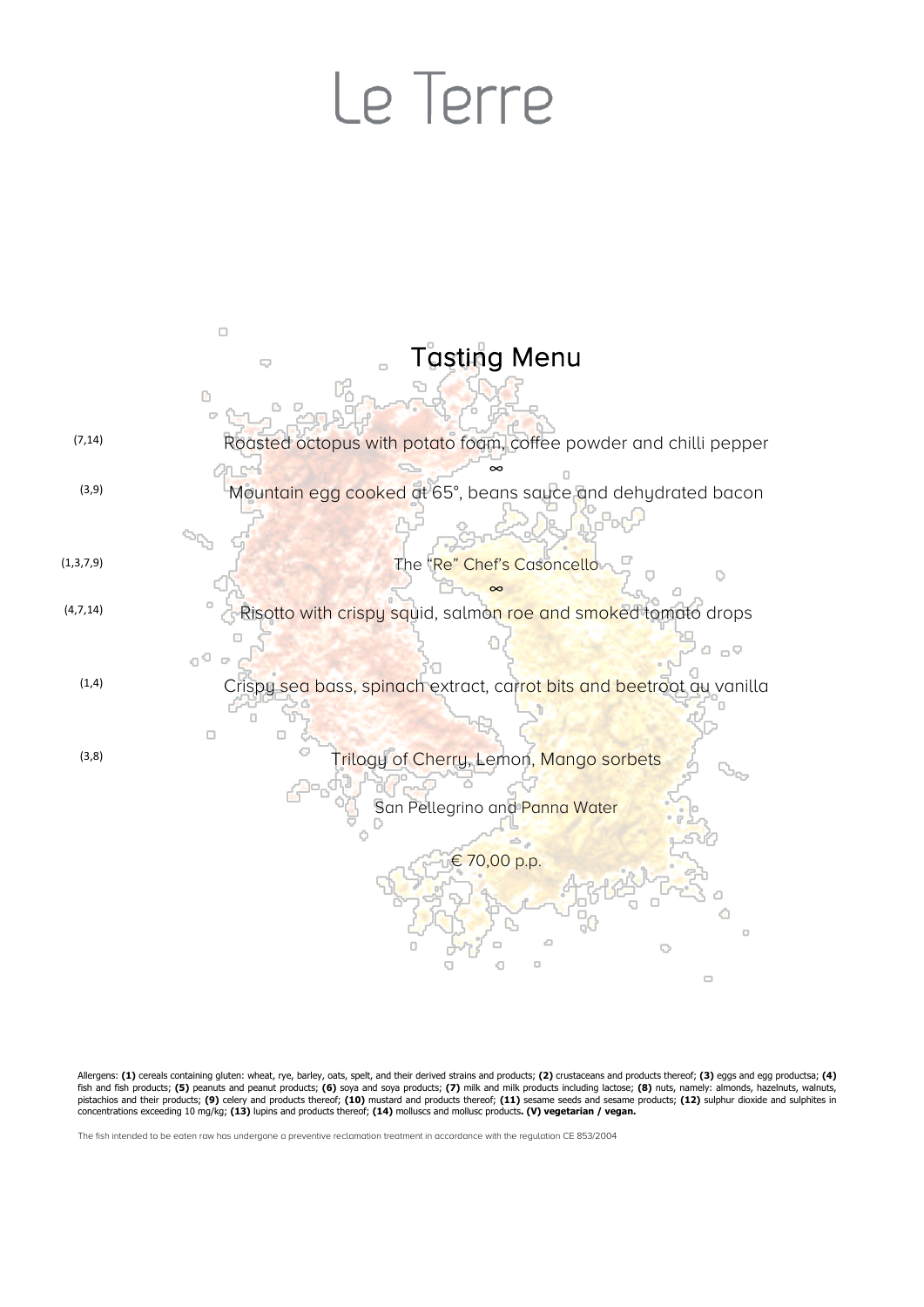# Le Terre

## Tasting Menu

(7,14) Roasted octopus with potato foam, coffee powder and chilli pepper

∞

(3,9) Mountain egg cooked at 65°, beans sauce and dehydrated bacon

(1,3,7,9) The "Re" Chef's Casoncello

∞

(4,7,14) Risotto with crispy squid, salmon roe and smoked tomato drops

(1,4) Crispy sea bass, spinach extract, carrot bits and beetroot au vanilla

(3,8) Trilogy of Cherry, Lemon, Mango sorbets

San Pellegrino and Panna Water

€ 70,00 p.p.

Allergens: **(1)** cereals containing gluten: wheat, rye, barley, oats, spelt, and their derived strains and products; **(2)** crustaceans and products thereof; **(3)** eggs and egg productsa; **(4)** fish and fish products; **(5)** peanuts and peanut products; **(6)** soya and soya products; **(7)** milk and milk products including lactose; **(8)** nuts, namely: almonds, hazelnuts, walnuts, pistachios and their products; **(9)** celery and products thereof; **(10)** mustard and products thereof; **(11)** sesame seeds and sesame products; **(12)** sulphur dioxide and sulphites in concentrations exceeding 10 mg/kg; **(13)** lupins and products thereof; **(14)** molluscs and mollusc products**. (V) vegetarian / vegan.**

The fish intended to be eaten raw has undergone a preventive reclamation treatment in accordance with the regulation CE 853/2004